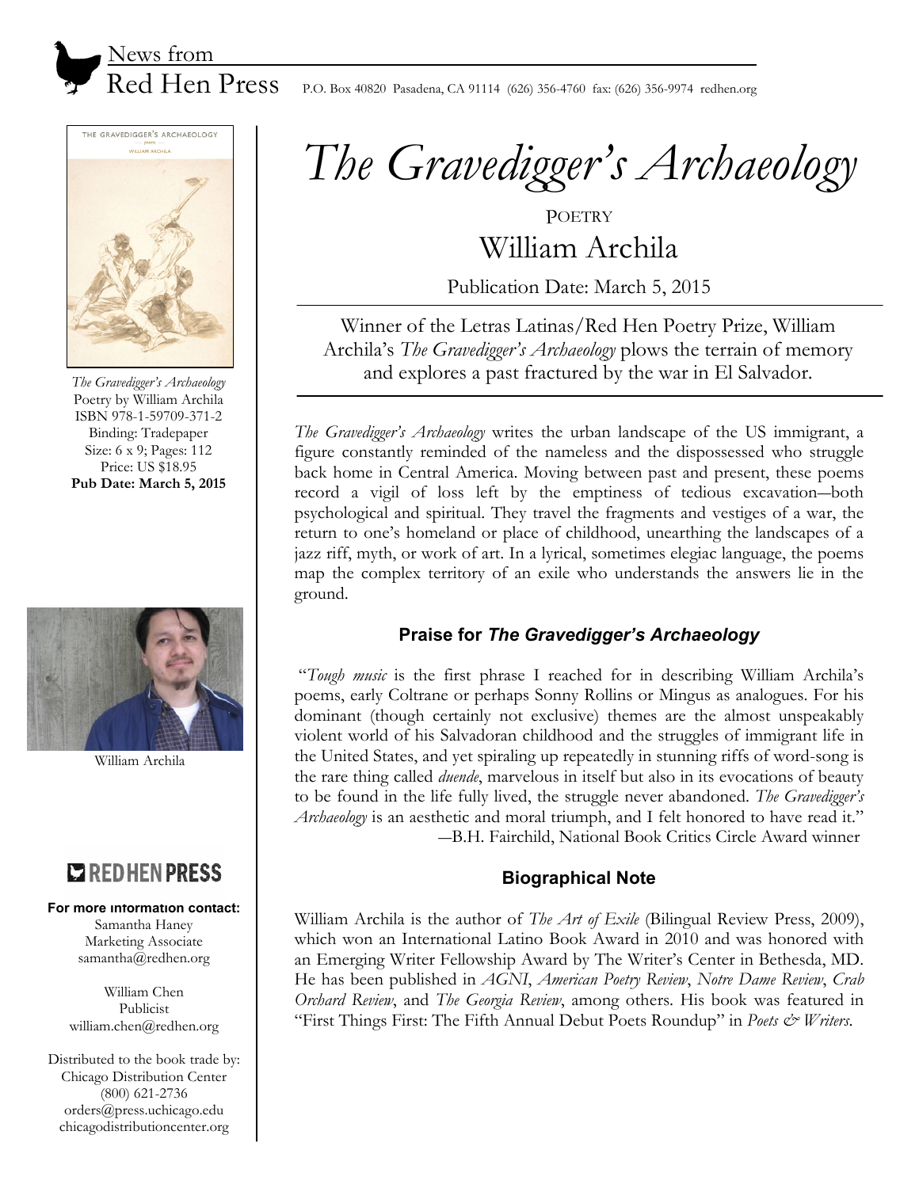News from Red Hen Press

P.O. Box 40820 Pasadena, CA 91114 (626) 356-4760 fax: (626) 356-9974 redhen.org

# *The Gravedigger's Archaeology*

POETRY

## William Archila

Publication Date: March 5, 2015

Winner of the Letras Latinas/Red Hen Poetry Prize, William Archila's *The Gravedigger's Archaeology* plows the terrain of memory and explores a past fractured by the war in El Salvador.

*The Gravedigger's Archaeology* writes the urban landscape of the US immigrant, a figure constantly reminded of the nameless and the dispossessed who struggle back home in Central America. Moving between past and present, these poems record a vigil of loss left by the emptiness of tedious excavation—both psychological and spiritual. They travel the fragments and vestiges of a war, the return to one's homeland or place of childhood, unearthing the landscapes of a jazz riff, myth, or work of art. In a lyrical, sometimes elegiac language, the poems map the complex territory of an exile who understands the answers lie in the ground.

### Praise for *The Gravedigger's Archaeology*

"*Tough music* is the first phrase I reached for in describing William Archila's poems, early Coltrane or perhaps Sonny Rollins or Mingus as analogues. For his dominant (though certainly not exclusive) themes are the almost unspeakably violent world of his Salvadoran childhood and the struggles of immigrant life in the United States, and yet spiraling up repeatedly in stunning riffs of word-song is the rare thing called *duende*, marvelous in itself but also in its evocations of beauty to be found in the life fully lived, the struggle never abandoned. *The Gravedigger's Archaeology* is an aesthetic and moral triumph, and I felt honored to have read it."
—B.H. Fairchild, National Book Critics Circle Award winner

### Biographical Note

William Archila is the author of *The Art of Exile* (Bilingual Review Press, 2009), which won an International Latino Book Award in 2010 and was honored with an Emerging Writer Fellowship Award by The Writer's Center in Bethesda, MD. He has been published in *AGNI*, *American Poetry Review*, *Notre Dame Review*, *Crab Orchard Review*, and *The Georgia Review*, among others. His book was featured in "First Things First: The Fifth Annual Debut Poets Roundup" in *Poets & Writers*.

*The Gravedigger's Archaeology*
Poetry by William Archila
ISBN 978-1-59709-371-2
Binding: Tradepaper
Size: 6 x 9; Pages: 112
Price: US $18.95
**Pub Date: March 5, 2015**

William Archila

RED HEN PRESS

**For more information contact:**
Samantha Haney
Marketing Associate
samantha@redhen.org

William Chen
Publicist
william.chen@redhen.org

Distributed to the book trade by:
Chicago Distribution Center
(800) 621-2736
orders@press.uchicago.edu
chicagodistributioncenter.org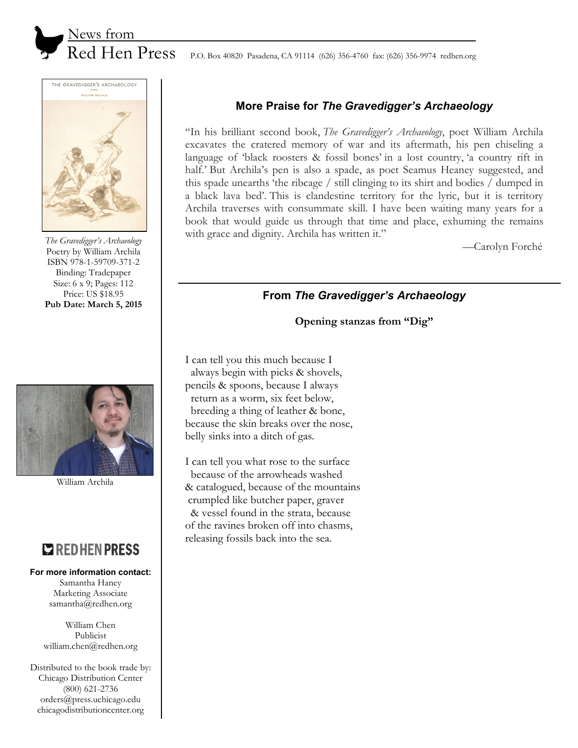News from
Red Hen Press P.O. Box 40820 Pasadena, CA 91114 (626) 356-4760 fax: (626) 356-9974 redhen.org

*The Gravedigger's Archaeology*
Poetry by William Archila
ISBN 978-1-59709-371-2
Binding: Tradepaper
Size: 6 x 9; Pages: 112
Price: US $18.95
**Pub Date: March 5, 2015**

William Archila

**RED HEN PRESS**

**For more information contact:**
Samantha Haney
Marketing Associate
samantha@redhen.org

William Chen
Publicist
william.chen@redhen.org

Distributed to the book trade by:
Chicago Distribution Center
(800) 621-2736
orders@press.uchicago.edu
chicagodistributioncenter.org

## More Praise for *The Gravedigger's Archaeology*

"In his brilliant second book, *The Gravedigger's Archaeology*, poet William Archila excavates the cratered memory of war and its aftermath, his pen chiseling a language of 'black roosters & fossil bones' in a lost country, 'a country rift in half.' But Archila's pen is also a spade, as poet Seamus Heaney suggested, and this spade unearths 'the ribcage / still clinging to its shirt and bodies / dumped in a black lava bed'. This is clandestine territory for the lyric, but it is territory Archila traverses with consummate skill. I have been waiting many years for a book that would guide us through that time and place, exhuming the remains with grace and dignity. Archila has written it."

—Carolyn Forché

## From *The Gravedigger's Archaeology*

**Opening stanzas from "Dig"**

I can tell you this much because I
  always begin with picks & shovels,
pencils & spoons, because I always
  return as a worm, six feet below,
  breeding a thing of leather & bone,
because the skin breaks over the nose,
belly sinks into a ditch of gas.

I can tell you what rose to the surface
  because of the arrowheads washed
& catalogued, because of the mountains
  crumpled like butcher paper, graver
  & vessel found in the strata, because
of the ravines broken off into chasms,
releasing fossils back into the sea.